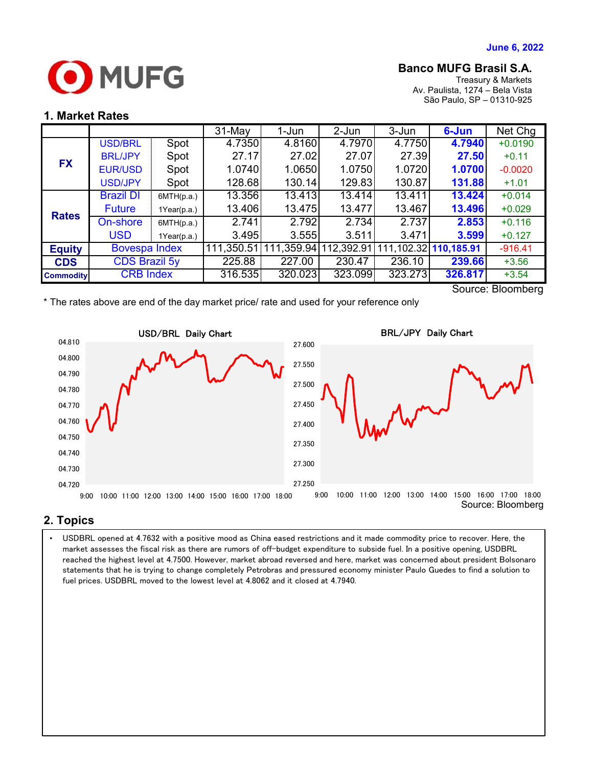June 6, 2022

MUFG

**Banco MUFG Brasil S.A.**
Treasury & Markets
Av. Paulista, 1274 – Bela Vista
São Paulo, SP – 01310-925

## 1. Market Rates

| | | | 31-May | 1-Jun | 2-Jun | 3-Jun | 6-Jun | Net Chg |
|---|---|---|---|---|---|---|---|---|
| FX | USD/BRL | Spot | 4.7350 | 4.8160 | 4.7970 | 4.7750 | **4.7940** | +0.0190 |
| | BRL/JPY | Spot | 27.17 | 27.02 | 27.07 | 27.39 | **27.50** | +0.11 |
| | EUR/USD | Spot | 1.0740 | 1.0650 | 1.0750 | 1.0720 | **1.0700** | -0.0020 |
| | USD/JPY | Spot | 128.68 | 130.14 | 129.83 | 130.87 | **131.88** | +1.01 |
| Rates | Brazil DI Future | 6MTH(p.a.) | 13.356 | 13.413 | 13.414 | 13.411 | **13.424** | +0.014 |
| | | 1Year(p.a.) | 13.406 | 13.475 | 13.477 | 13.467 | **13.496** | +0.029 |
| | On-shore USD | 6MTH(p.a.) | 2.741 | 2.792 | 2.734 | 2.737 | **2.853** | +0.116 |
| | | 1Year(p.a.) | 3.495 | 3.555 | 3.511 | 3.471 | **3.599** | +0.127 |
| Equity | Bovespa Index | | 111,350.51 | 111,359.94 | 112,392.91 | 111,102.32 | **110,185.91** | -916.41 |
| CDS | CDS Brazil 5y | | 225.88 | 227.00 | 230.47 | 236.10 | **239.66** | +3.56 |
| Commodity | CRB Index | | 316.535 | 320.023 | 323.099 | 323.273 | **326.817** | +3.54 |

Source: Bloomberg

\* The rates above are end of the day market price/ rate and used for your reference only

USD/BRL Daily Chart

BRL/JPY Daily Chart

Source: Bloomberg

## 2. Topics

- USDBRL opened at 4.7632 with a positive mood as China eased restrictions and it made commodity price to recover. Here, the market assesses the fiscal risk as there are rumors of off-budget expenditure to subside fuel. In a positive opening, USDBRL reached the highest level at 4.7500. However, market abroad reversed and here, market was concerned about president Bolsonaro statements that he is trying to change completely Petrobras and pressured economy minister Paulo Guedes to find a solution to fuel prices. USDBRL moved to the lowest level at 4.8062 and it closed at 4.7940.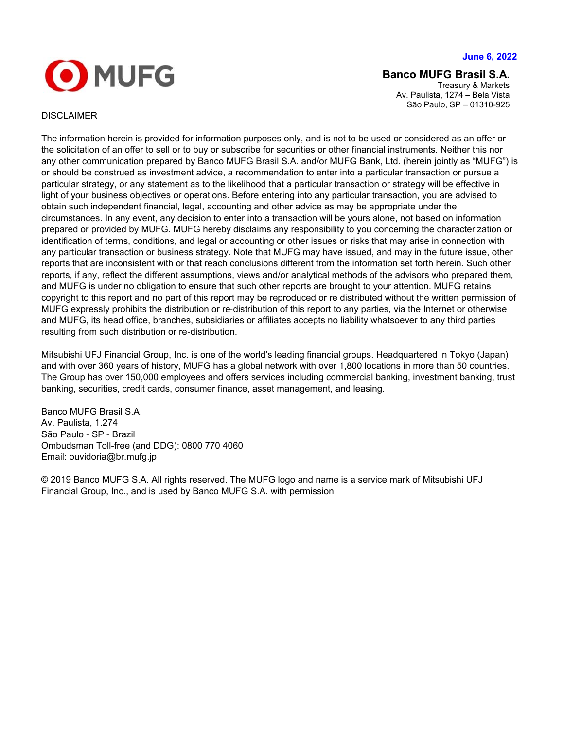June 6, 2022

**Banco MUFG Brasil S.A.**
Treasury & Markets
Av. Paulista, 1274 – Bela Vista
São Paulo, SP – 01310-925

DISCLAIMER

The information herein is provided for information purposes only, and is not to be used or considered as an offer or the solicitation of an offer to sell or to buy or subscribe for securities or other financial instruments. Neither this nor any other communication prepared by Banco MUFG Brasil S.A. and/or MUFG Bank, Ltd. (herein jointly as "MUFG") is or should be construed as investment advice, a recommendation to enter into a particular transaction or pursue a particular strategy, or any statement as to the likelihood that a particular transaction or strategy will be effective in light of your business objectives or operations. Before entering into any particular transaction, you are advised to obtain such independent financial, legal, accounting and other advice as may be appropriate under the circumstances. In any event, any decision to enter into a transaction will be yours alone, not based on information prepared or provided by MUFG. MUFG hereby disclaims any responsibility to you concerning the characterization or identification of terms, conditions, and legal or accounting or other issues or risks that may arise in connection with any particular transaction or business strategy. Note that MUFG may have issued, and may in the future issue, other reports that are inconsistent with or that reach conclusions different from the information set forth herein. Such other reports, if any, reflect the different assumptions, views and/or analytical methods of the advisors who prepared them, and MUFG is under no obligation to ensure that such other reports are brought to your attention. MUFG retains copyright to this report and no part of this report may be reproduced or re distributed without the written permission of MUFG expressly prohibits the distribution or re-distribution of this report to any parties, via the Internet or otherwise and MUFG, its head office, branches, subsidiaries or affiliates accepts no liability whatsoever to any third parties resulting from such distribution or re-distribution.

Mitsubishi UFJ Financial Group, Inc. is one of the world's leading financial groups. Headquartered in Tokyo (Japan) and with over 360 years of history, MUFG has a global network with over 1,800 locations in more than 50 countries. The Group has over 150,000 employees and offers services including commercial banking, investment banking, trust banking, securities, credit cards, consumer finance, asset management, and leasing.

Banco MUFG Brasil S.A.
Av. Paulista, 1.274
São Paulo - SP - Brazil
Ombudsman Toll-free (and DDG): 0800 770 4060
Email: ouvidoria@br.mufg.jp

© 2019 Banco MUFG S.A. All rights reserved. The MUFG logo and name is a service mark of Mitsubishi UFJ Financial Group, Inc., and is used by Banco MUFG S.A. with permission